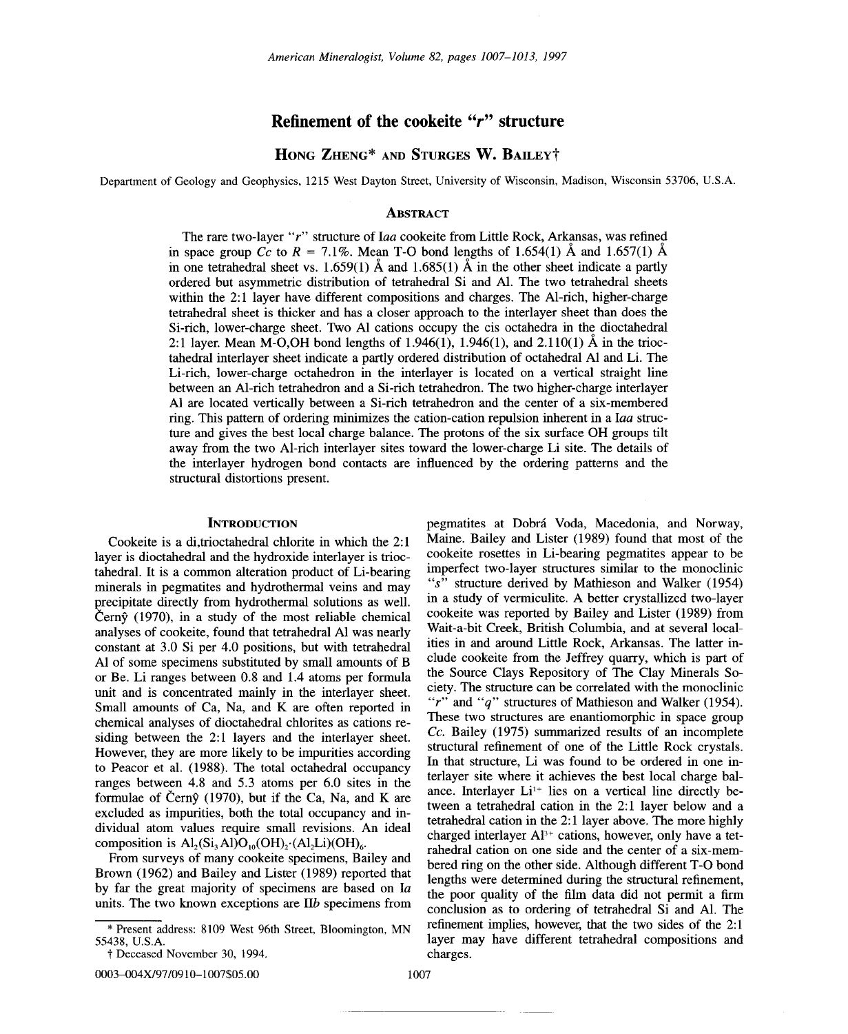# Refinement of the cookeite "*r*" structure

**Hong Zheng*** and **Sturges W. Bailey†**

Department of Geology and Geophysics, 1215 West Dayton Street, University of Wisconsin, Madison, Wisconsin 53706, U.S.A.

## Abstract

The rare two-layer "*r*" structure of *Iaa* cookeite from Little Rock, Arkansas, was refined in space group *Cc* to *R* = 7.1%. Mean T-O bond lengths of 1.654(1) Å and 1.657(1) Å in one tetrahedral sheet vs. 1.659(1) Å and 1.685(1) Å in the other sheet indicate a partly ordered but asymmetric distribution of tetrahedral Si and Al. The two tetrahedral sheets within the 2:1 layer have different compositions and charges. The Al-rich, higher-charge tetrahedral sheet is thicker and has a closer approach to the interlayer sheet than does the Si-rich, lower-charge sheet. Two Al cations occupy the cis octahedra in the dioctahedral 2:1 layer. Mean M-O,OH bond lengths of 1.946(1), 1.946(1), and 2.110(1) Å in the trioctahedral interlayer sheet indicate a partly ordered distribution of octahedral Al and Li. The Li-rich, lower-charge octahedron in the interlayer is located on a vertical straight line between an Al-rich tetrahedron and a Si-rich tetrahedron. The two higher-charge interlayer Al are located vertically between a Si-rich tetrahedron and the center of a six-membered ring. This pattern of ordering minimizes the cation-cation repulsion inherent in a *Iaa* structure and gives the best local charge balance. The protons of the six surface OH groups tilt away from the two Al-rich interlayer sites toward the lower-charge Li site. The details of the interlayer hydrogen bond contacts are influenced by the ordering patterns and the structural distortions present.

## Introduction

Cookeite is a di,trioctahedral chlorite in which the 2:1 layer is dioctahedral and the hydroxide interlayer is trioctahedral. It is a common alteration product of Li-bearing minerals in pegmatites and hydrothermal veins and may precipitate directly from hydrothermal solutions as well. Černý (1970), in a study of the most reliable chemical analyses of cookeite, found that tetrahedral Al was nearly constant at 3.0 Si per 4.0 positions, but with tetrahedral Al of some specimens substituted by small amounts of B or Be. Li ranges between 0.8 and 1.4 atoms per formula unit and is concentrated mainly in the interlayer sheet. Small amounts of Ca, Na, and K are often reported in chemical analyses of dioctahedral chlorites as cations residing between the 2:1 layers and the interlayer sheet. However, they are more likely to be impurities according to Peacor et al. (1988). The total octahedral occupancy ranges between 4.8 and 5.3 atoms per 6.0 sites in the formulae of Černý (1970), but if the Ca, Na, and K are excluded as impurities, both the total occupancy and individual atom values require small revisions. An ideal composition is $Al_2(Si_3Al)O_{10}(OH)_2{\cdot}(Al_2Li)(OH)_6$.

From surveys of many cookeite specimens, Bailey and Brown (1962) and Bailey and Lister (1989) reported that by far the great majority of specimens are based on *Ia* units. The two known exceptions are *IIb* specimens from pegmatites at Dobrá Voda, Macedonia, and Norway, Maine. Bailey and Lister (1989) found that most of the cookeite rosettes in Li-bearing pegmatites appear to be imperfect two-layer structures similar to the monoclinic "*s*" structure derived by Mathieson and Walker (1954) in a study of vermiculite. A better crystallized two-layer cookeite was reported by Bailey and Lister (1989) from Wait-a-bit Creek, British Columbia, and at several localities in and around Little Rock, Arkansas. The latter include cookeite from the Jeffrey quarry, which is part of the Source Clays Repository of The Clay Minerals Society. The structure can be correlated with the monoclinic "*r*" and "*q*" structures of Mathieson and Walker (1954). These two structures are enantiomorphic in space group *Cc*. Bailey (1975) summarized results of an incomplete structural refinement of one of the Little Rock crystals. In that structure, Li was found to be ordered in one interlayer site where it achieves the best local charge balance. Interlayer $Li^{1+}$ lies on a vertical line directly between a tetrahedral cation in the 2:1 layer below and a tetrahedral cation in the 2:1 layer above. The more highly charged interlayer $Al^{3+}$ cations, however, only have a tetrahedral cation on one side and the center of a six-membered ring on the other side. Although different T-O bond lengths were determined during the structural refinement, the poor quality of the film data did not permit a firm conclusion as to ordering of tetrahedral Si and Al. The refinement implies, however, that the two sides of the 2:1 layer may have different tetrahedral compositions and charges.

---

* Present address: 8109 West 96th Street, Bloomington, MN 55438, U.S.A.

† Deceased November 30, 1994.

0003-004X/97/0910-1007$05.00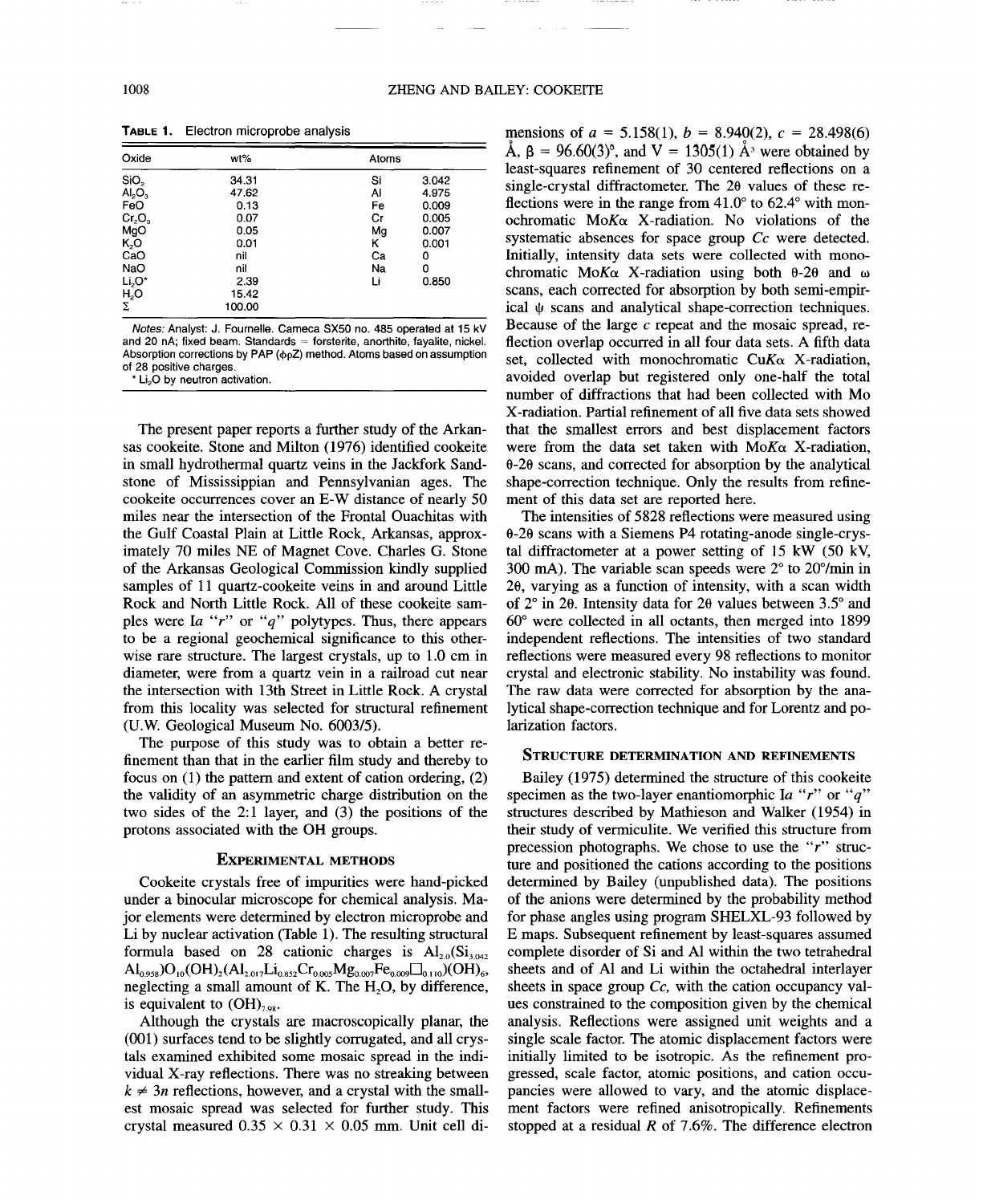**Table 1.** Electron microprobe analysis

| Oxide | wt% | Atoms | |
|---|---|---|---|
| $SiO_2$ | 34.31 | Si | 3.042 |
| $Al_2O_3$ | 47.62 | Al | 4.975 |
| FeO | 0.13 | Fe | 0.009 |
| $Cr_2O_3$ | 0.07 | Cr | 0.005 |
| MgO | 0.05 | Mg | 0.007 |
| $K_2O$ | 0.01 | K | 0.001 |
| CaO | nil | Ca | 0 |
| NaO | nil | Na | 0 |
| $Li_2O$* | 2.39 | Li | 0.850 |
| $H_2O$ | 15.42 | | |
| Σ | 100.00 | | |

*Notes:* Analyst: J. Fournelle. Cameca SX50 no. 485 operated at 15 kV and 20 nA; fixed beam. Standards = forsterite, anorthite, fayalite, nickel. Absorption corrections by PAP (ϕρZ) method. Atoms based on assumption of 28 positive charges.
* $Li_2O$ by neutron activation.

The present paper reports a further study of the Arkansas cookeite. Stone and Milton (1976) identified cookeite in small hydrothermal quartz veins in the Jackfork Sandstone of Mississippian and Pennsylvanian ages. The cookeite occurrences cover an E-W distance of nearly 50 miles near the intersection of the Frontal Ouachitas with the Gulf Coastal Plain at Little Rock, Arkansas, approximately 70 miles NE of Magnet Cove. Charles G. Stone of the Arkansas Geological Commission kindly supplied samples of 11 quartz-cookeite veins in and around Little Rock and North Little Rock. All of these cookeite samples were I*a* "*r*" or "*q*" polytypes. Thus, there appears to be a regional geochemical significance to this otherwise rare structure. The largest crystals, up to 1.0 cm in diameter, were from a quartz vein in a railroad cut near the intersection with 13th Street in Little Rock. A crystal from this locality was selected for structural refinement (U.W. Geological Museum No. 6003/5).

The purpose of this study was to obtain a better refinement than that in the earlier film study and thereby to focus on (1) the pattern and extent of cation ordering, (2) the validity of an asymmetric charge distribution on the two sides of the 2:1 layer, and (3) the positions of the protons associated with the OH groups.

## Experimental methods

Cookeite crystals free of impurities were hand-picked under a binocular microscope for chemical analysis. Major elements were determined by electron microprobe and Li by nuclear activation (Table 1). The resulting structural formula based on 28 cationic charges is $Al_{2.0}(Si_{3.042}Al_{0.958})O_{10}(OH)_2(Al_{2.017}Li_{0.852}Cr_{0.005}Mg_{0.007}Fe_{0.009}\square_{0.110})(OH)_6$, neglecting a small amount of K. The $H_2O$, by difference, is equivalent to $(OH)_{7.98}$.

Although the crystals are macroscopically planar, the (001) surfaces tend to be slightly corrugated, and all crystals examined exhibited some mosaic spread in the individual X-ray reflections. There was no streaking between $k \neq 3n$ reflections, however, and a crystal with the smallest mosaic spread was selected for further study. This crystal measured 0.35 × 0.31 × 0.05 mm. Unit cell dimensions of $a = 5.158(1)$, $b = 8.940(2)$, $c = 28.498(6)$ Å, $\beta = 96.60(3)°$, and $V = 1305(1)$ Å$^3$ were obtained by least-squares refinement of 30 centered reflections on a single-crystal diffractometer. The 2θ values of these reflections were in the range from 41.0° to 62.4° with monochromatic Mo*K*α X-radiation. No violations of the systematic absences for space group *Cc* were detected. Initially, intensity data sets were collected with monochromatic Mo*K*α X-radiation using both θ-2θ and ω scans, each corrected for absorption by both semi-empirical ψ scans and analytical shape-correction techniques. Because of the large *c* repeat and the mosaic spread, reflection overlap occurred in all four data sets. A fifth data set, collected with monochromatic Cu*K*α X-radiation, avoided overlap but registered only one-half the total number of diffractions that had been collected with Mo X-radiation. Partial refinement of all five data sets showed that the smallest errors and best displacement factors were from the data set taken with Mo*K*α X-radiation, θ-2θ scans, and corrected for absorption by the analytical shape-correction technique. Only the results from refinement of this data set are reported here.

The intensities of 5828 reflections were measured using θ-2θ scans with a Siemens P4 rotating-anode single-crystal diffractometer at a power setting of 15 kW (50 kV, 300 mA). The variable scan speeds were 2° to 20°/min in 2θ, varying as a function of intensity, with a scan width of 2° in 2θ. Intensity data for 2θ values between 3.5° and 60° were collected in all octants, then merged into 1899 independent reflections. The intensities of two standard reflections were measured every 98 reflections to monitor crystal and electronic stability. No instability was found. The raw data were corrected for absorption by the analytical shape-correction technique and for Lorentz and polarization factors.

## Structure determination and refinements

Bailey (1975) determined the structure of this cookeite specimen as the two-layer enantiomorphic I*a* "*r*" or "*q*" structures described by Mathieson and Walker (1954) in their study of vermiculite. We verified this structure from precession photographs. We chose to use the "*r*" structure and positioned the cations according to the positions determined by Bailey (unpublished data). The positions of the anions were determined by the probability method for phase angles using program SHELXL-93 followed by E maps. Subsequent refinement by least-squares assumed complete disorder of Si and Al within the two tetrahedral sheets and of Al and Li within the octahedral interlayer sheets in space group *Cc*, with the cation occupancy values constrained to the composition given by the chemical analysis. Reflections were assigned unit weights and a single scale factor. The atomic displacement factors were initially limited to be isotropic. As the refinement progressed, scale factor, atomic positions, and cation occupancies were allowed to vary, and the atomic displacement factors were refined anisotropically. Refinements stopped at a residual *R* of 7.6%. The difference electron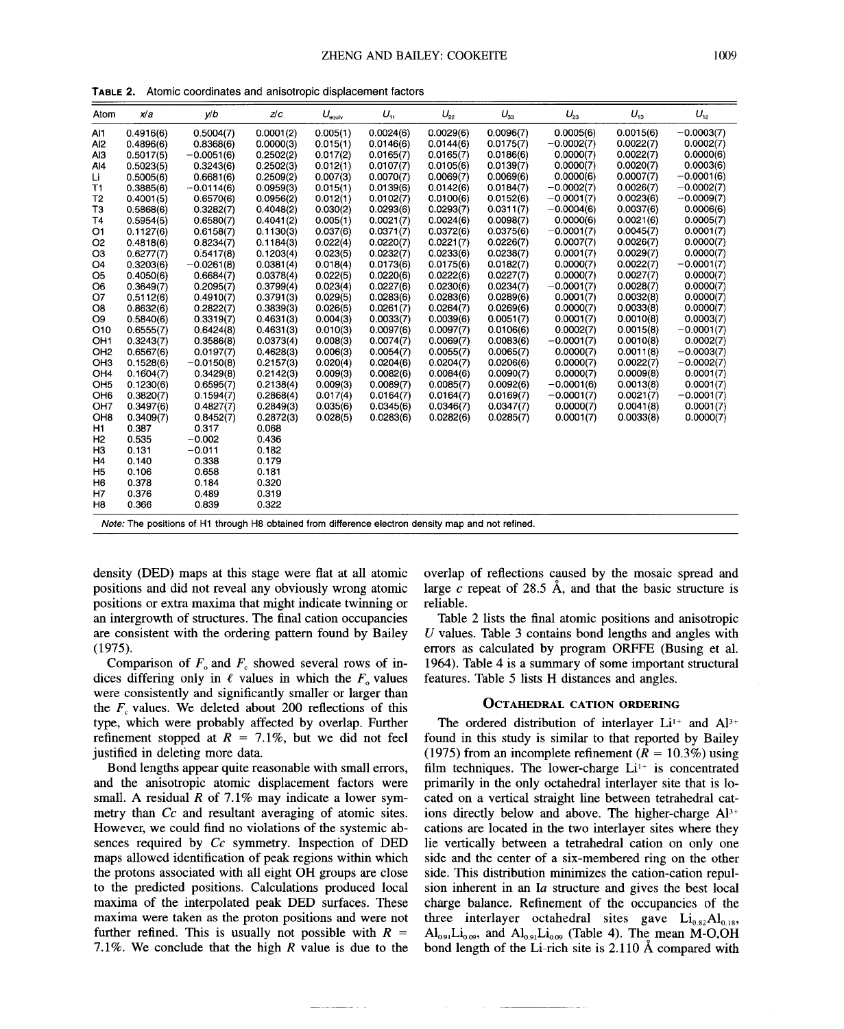**TABLE 2.** Atomic coordinates and anisotropic displacement factors

| Atom | x/a | y/b | z/c | $U_{equiv}$ | $U_{11}$ | $U_{22}$ | $U_{33}$ | $U_{23}$ | $U_{13}$ | $U_{12}$ |
|---|---|---|---|---|---|---|---|---|---|---|
| Al1 | 0.4916(6) | 0.5004(7) | 0.0001(2) | 0.005(1) | 0.0024(6) | 0.0029(6) | 0.0096(7) | 0.0005(6) | 0.0015(6) | −0.0003(7) |
| Al2 | 0.4896(6) | 0.8368(6) | 0.0000(3) | 0.015(1) | 0.0146(6) | 0.0144(6) | 0.0175(7) | −0.0002(7) | 0.0022(7) | 0.0002(7) |
| Al3 | 0.5017(5) | −0.0051(6) | 0.2502(2) | 0.017(2) | 0.0165(7) | 0.0165(7) | 0.0186(6) | 0.0000(7) | 0.0022(7) | 0.0000(6) |
| Al4 | 0.5023(5) | 0.3243(6) | 0.2502(3) | 0.012(1) | 0.0107(7) | 0.0105(6) | 0.0139(7) | 0.0000(7) | 0.0020(7) | 0.0003(6) |
| Li | 0.5005(6) | 0.6681(6) | 0.2509(2) | 0.007(3) | 0.0070(7) | 0.0069(7) | 0.0069(6) | 0.0000(6) | 0.0007(7) | −0.0001(6) |
| T1 | 0.3885(6) | −0.0114(6) | 0.0959(3) | 0.015(1) | 0.0139(6) | 0.0142(6) | 0.0184(7) | −0.0002(7) | 0.0026(7) | −0.0002(7) |
| T2 | 0.4001(5) | 0.6570(6) | 0.0956(2) | 0.012(1) | 0.0102(7) | 0.0100(6) | 0.0152(6) | −0.0001(7) | 0.0023(6) | −0.0009(7) |
| T3 | 0.5868(6) | 0.3282(7) | 0.4048(2) | 0.030(2) | 0.0293(6) | 0.0293(7) | 0.0311(7) | −0.0004(6) | 0.0037(6) | 0.0006(6) |
| T4 | 0.5954(5) | 0.6580(7) | 0.4041(2) | 0.005(1) | 0.0021(7) | 0.0024(6) | 0.0098(7) | 0.0000(6) | 0.0021(6) | 0.0005(7) |
| O1 | 0.1127(6) | 0.6158(7) | 0.1130(3) | 0.037(6) | 0.0371(7) | 0.0372(6) | 0.0375(6) | −0.0001(7) | 0.0045(7) | 0.0001(7) |
| O2 | 0.4818(6) | 0.8234(7) | 0.1184(3) | 0.022(4) | 0.0220(7) | 0.0221(7) | 0.0226(7) | 0.0007(7) | 0.0026(7) | 0.0000(7) |
| O3 | 0.6277(7) | 0.5417(8) | 0.1203(4) | 0.023(5) | 0.0232(7) | 0.0233(6) | 0.0238(7) | 0.0001(7) | 0.0029(7) | 0.0000(7) |
| O4 | 0.3203(6) | −0.0261(8) | 0.0381(4) | 0.018(4) | 0.0173(6) | 0.0175(6) | 0.0182(7) | 0.0000(7) | 0.0022(7) | −0.0001(7) |
| O5 | 0.4050(6) | 0.6684(7) | 0.0378(4) | 0.022(5) | 0.0220(6) | 0.0222(6) | 0.0227(7) | 0.0000(7) | 0.0027(7) | 0.0000(7) |
| O6 | 0.3649(7) | 0.2095(7) | 0.3799(4) | 0.023(4) | 0.0227(6) | 0.0230(6) | 0.0234(7) | −0.0001(7) | 0.0028(7) | 0.0000(7) |
| O7 | 0.5112(6) | 0.4910(7) | 0.3791(3) | 0.029(5) | 0.0283(6) | 0.0283(6) | 0.0289(6) | 0.0001(7) | 0.0032(8) | 0.0000(7) |
| O8 | 0.8632(6) | 0.2822(7) | 0.3839(3) | 0.026(5) | 0.0261(7) | 0.0264(7) | 0.0269(6) | 0.0000(7) | 0.0033(8) | 0.0000(7) |
| O9 | 0.5840(6) | 0.3319(7) | 0.4631(3) | 0.004(3) | 0.0033(7) | 0.0039(6) | 0.0051(7) | 0.0001(7) | 0.0010(8) | 0.0003(7) |
| O10 | 0.6555(7) | 0.6424(8) | 0.4631(3) | 0.010(3) | 0.0097(6) | 0.0097(7) | 0.0106(6) | 0.0002(7) | 0.0015(8) | −0.0001(7) |
| OH1 | 0.3243(7) | 0.3586(8) | 0.0373(4) | 0.008(3) | 0.0074(7) | 0.0069(7) | 0.0083(6) | −0.0001(7) | 0.0010(8) | 0.0002(7) |
| OH2 | 0.6567(6) | 0.0197(7) | 0.4628(3) | 0.006(3) | 0.0054(7) | 0.0055(7) | 0.0065(7) | 0.0000(7) | 0.0011(8) | −0.0003(7) |
| OH3 | 0.1528(6) | −0.0150(8) | 0.2157(3) | 0.020(4) | 0.0204(6) | 0.0204(7) | 0.0206(6) | 0.0000(7) | 0.0022(7) | −0.0002(7) |
| OH4 | 0.1604(7) | 0.3429(8) | 0.2142(3) | 0.009(3) | 0.0082(6) | 0.0084(6) | 0.0090(7) | 0.0000(7) | 0.0009(8) | 0.0001(7) |
| OH5 | 0.1230(6) | 0.6595(7) | 0.2138(4) | 0.009(3) | 0.0089(7) | 0.0085(7) | 0.0092(6) | −0.0001(6) | 0.0013(8) | 0.0001(7) |
| OH6 | 0.3820(7) | 0.1594(7) | 0.2868(4) | 0.017(4) | 0.0164(7) | 0.0164(7) | 0.0169(7) | −0.0001(7) | 0.0021(7) | −0.0001(7) |
| OH7 | 0.3497(6) | 0.4827(7) | 0.2849(3) | 0.035(6) | 0.0345(6) | 0.0346(7) | 0.0347(7) | 0.0000(7) | 0.0041(8) | 0.0001(7) |
| OH8 | 0.3409(7) | 0.8452(7) | 0.2872(3) | 0.028(5) | 0.0283(6) | 0.0282(6) | 0.0285(7) | 0.0001(7) | 0.0033(8) | 0.0000(7) |
| H1 | 0.387 | 0.317 | 0.068 | | | | | | | |
| H2 | 0.535 | −0.002 | 0.436 | | | | | | | |
| H3 | 0.131 | −0.011 | 0.182 | | | | | | | |
| H4 | 0.140 | 0.338 | 0.179 | | | | | | | |
| H5 | 0.106 | 0.658 | 0.181 | | | | | | | |
| H6 | 0.378 | 0.184 | 0.320 | | | | | | | |
| H7 | 0.376 | 0.489 | 0.319 | | | | | | | |
| H8 | 0.366 | 0.839 | 0.322 | | | | | | | |

*Note:* The positions of H1 through H8 obtained from difference electron density map and not refined.

density (DED) maps at this stage were flat at all atomic positions and did not reveal any obviously wrong atomic positions or extra maxima that might indicate twinning or an intergrowth of structures. The final cation occupancies are consistent with the ordering pattern found by Bailey (1975).

Comparison of $F_o$ and $F_c$ showed several rows of indices differing only in $\ell$ values in which the $F_o$ values were consistently and significantly smaller or larger than the $F_c$ values. We deleted about 200 reflections of this type, which were probably affected by overlap. Further refinement stopped at $R = 7.1\%$, but we did not feel justified in deleting more data.

Bond lengths appear quite reasonable with small errors, and the anisotropic atomic displacement factors were small. A residual $R$ of 7.1% may indicate a lower symmetry than $Cc$ and resultant averaging of atomic sites. However, we could find no violations of the systemic absences required by $Cc$ symmetry. Inspection of DED maps allowed identification of peak regions within which the protons associated with all eight OH groups are close to the predicted positions. Calculations produced local maxima of the interpolated peak DED surfaces. These maxima were taken as the proton positions and were not further refined. This is usually not possible with $R = 7.1\%$. We conclude that the high $R$ value is due to the overlap of reflections caused by the mosaic spread and large $c$ repeat of 28.5 Å, and that the basic structure is reliable.

Table 2 lists the final atomic positions and anisotropic $U$ values. Table 3 contains bond lengths and angles with errors as calculated by program ORFFE (Busing et al. 1964). Table 4 is a summary of some important structural features. Table 5 lists H distances and angles.

## Octahedral cation ordering

The ordered distribution of interlayer $Li^{1+}$ and $Al^{3+}$ found in this study is similar to that reported by Bailey (1975) from an incomplete refinement ($R = 10.3\%$) using film techniques. The lower-charge $Li^{1+}$ is concentrated primarily in the only octahedral interlayer site that is located on a vertical straight line between tetrahedral cations directly below and above. The higher-charge $Al^{3+}$ cations are located in the two interlayer sites where they lie vertically between a tetrahedral cation on only one side and the center of a six-membered ring on the other side. This distribution minimizes the cation-cation repulsion inherent in an $Ia$ structure and gives the best local charge balance. Refinement of the occupancies of the three interlayer octahedral sites gave $Li_{0.82}Al_{0.18}$, $Al_{0.91}Li_{0.09}$, and $Al_{0.91}Li_{0.09}$ (Table 4). The mean M-O,OH bond length of the Li-rich site is 2.110 Å compared with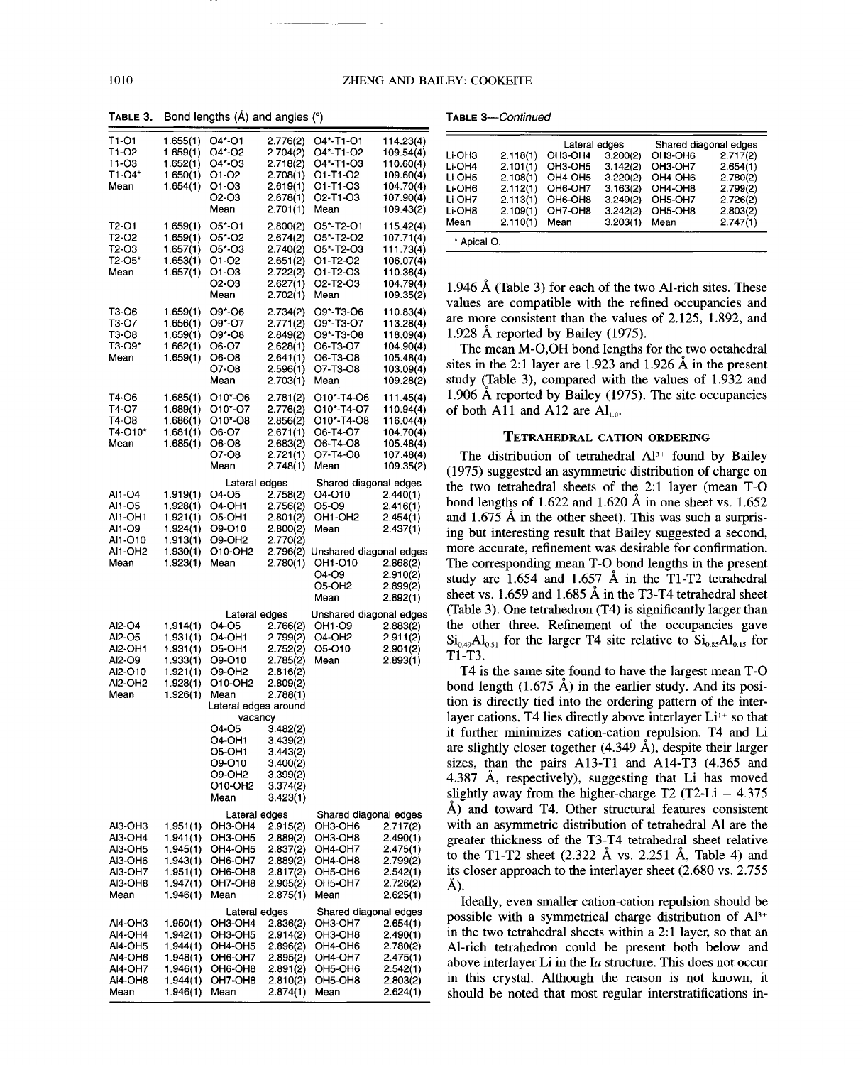**TABLE 3.** Bond lengths (Å) and angles (°)

| | | | | | |
|---|---|---|---|---|---|
| T1-O1 | 1.655(1) | O4*-O1 | 2.776(2) | O4*-T1-O1 | 114.23(4) |
| T1-O2 | 1.659(1) | O4*-O2 | 2.704(2) | O4*-T1-O2 | 109.54(4) |
| T1-O3 | 1.652(1) | O4*-O3 | 2.718(2) | O4*-T1-O3 | 110.60(4) |
| T1-O4* | 1.650(1) | O1-O2 | 2.708(1) | O1-T1-O2 | 109.60(4) |
| Mean | 1.654(1) | O1-O3 | 2.619(1) | O1-T1-O3 | 104.70(4) |
| | | O2-O3 | 2.678(1) | O2-T1-O3 | 107.90(4) |
| | | Mean | 2.701(1) | Mean | 109.43(2) |
| T2-O1 | 1.659(1) | O5*-O1 | 2.800(2) | O5*-T2-O1 | 115.42(4) |
| T2-O2 | 1.659(1) | O5*-O2 | 2.674(2) | O5*-T2-O2 | 107.71(4) |
| T2-O3 | 1.657(1) | O5*-O3 | 2.740(2) | O5*-T2-O3 | 111.73(4) |
| T2-O5* | 1.653(1) | O1-O2 | 2.651(2) | O1-T2-O2 | 106.07(4) |
| Mean | 1.657(1) | O1-O3 | 2.722(2) | O1-T2-O3 | 110.36(4) |
| | | O2-O3 | 2.627(1) | O2-T2-O3 | 104.79(4) |
| | | Mean | 2.702(1) | Mean | 109.35(2) |
| T3-O6 | 1.659(1) | O9*-O6 | 2.734(2) | O9*-T3-O6 | 110.83(4) |
| T3-O7 | 1.656(1) | O9*-O7 | 2.771(2) | O9*-T3-O7 | 113.28(4) |
| T3-O8 | 1.659(1) | O9*-O8 | 2.849(2) | O9*-T3-O8 | 118.09(4) |
| T3-O9* | 1.662(1) | O6-O7 | 2.628(1) | O6-T3-O7 | 104.90(4) |
| Mean | 1.659(1) | O6-O8 | 2.641(1) | O6-T3-O8 | 105.48(4) |
| | | O7-O8 | 2.596(1) | O7-T3-O8 | 103.09(4) |
| | | Mean | 2.703(1) | Mean | 109.28(2) |
| T4-O6 | 1.685(1) | O10*-O6 | 2.781(2) | O10*-T4-O6 | 111.45(4) |
| T4-O7 | 1.689(1) | O10*-O7 | 2.776(2) | O10*-T4-O7 | 110.94(4) |
| T4-O8 | 1.686(1) | O10*-O8 | 2.856(2) | O10*-T4-O8 | 116.04(4) |
| T4-O10* | 1.681(1) | O6-O7 | 2.671(1) | O6-T4-O7 | 104.70(4) |
| Mean | 1.685(1) | O6-O8 | 2.683(2) | O6-T4-O8 | 105.48(4) |
| | | O7-O8 | 2.721(1) | O7-T4-O8 | 107.48(4) |
| | | Mean | 2.748(1) | Mean | 109.35(2) |

| | | Lateral edges | | Shared diagonal edges | |
|---|---|---|---|---|---|
| Al1-O4 | 1.919(1) | O4-O5 | 2.758(2) | O4-O10 | 2.440(1) |
| Al1-O5 | 1.928(1) | O4-OH1 | 2.756(2) | O5-O9 | 2.416(1) |
| Al1-OH1 | 1.921(1) | O5-OH1 | 2.801(2) | OH1-OH2 | 2.454(1) |
| Al1-O9 | 1.924(1) | O9-O10 | 2.800(2) | Mean | 2.437(1) |
| Al1-O10 | 1.913(1) | O9-OH2 | 2.770(2) | | |
| Al1-OH2 | 1.930(1) | O10-OH2 | 2.796(2) | Unshared diagonal edges | |
| Mean | 1.923(1) | Mean | 2.780(1) | OH1-O10 | 2.868(2) |
| | | | | O4-O9 | 2.910(2) |
| | | | | O5-OH2 | 2.899(2) |
| | | | | Mean | 2.892(1) |

| | | Lateral edges | | Unshared diagonal edges | |
|---|---|---|---|---|---|
| Al2-O4 | 1.914(1) | O4-O5 | 2.766(2) | OH1-O9 | 2.883(2) |
| Al2-O5 | 1.931(1) | O4-OH1 | 2.799(2) | O4-OH2 | 2.911(2) |
| Al2-OH1 | 1.931(1) | O5-OH1 | 2.752(2) | O5-O10 | 2.901(2) |
| Al2-O9 | 1.933(1) | O9-O10 | 2.785(2) | Mean | 2.893(1) |
| Al2-O10 | 1.921(1) | O9-OH2 | 2.816(2) | | |
| Al2-OH2 | 1.928(1) | O10-OH2 | 2.809(2) | | |
| Mean | 1.926(1) | Mean | 2.788(1) | | |
| | | Lateral edges around vacancy | | | |
| | | O4-O5 | 3.482(2) | | |
| | | O4-OH1 | 3.439(2) | | |
| | | O5-OH1 | 3.443(2) | | |
| | | O9-O10 | 3.400(2) | | |
| | | O9-OH2 | 3.399(2) | | |
| | | O10-OH2 | 3.374(2) | | |
| | | Mean | 3.423(1) | | |

| | | Lateral edges | | Shared diagonal edges | |
|---|---|---|---|---|---|
| Al3-OH3 | 1.951(1) | OH3-OH4 | 2.915(2) | OH3-OH6 | 2.717(2) |
| Al3-OH4 | 1.941(1) | OH3-OH5 | 2.889(2) | OH3-OH8 | 2.490(1) |
| Al3-OH5 | 1.945(1) | OH4-OH5 | 2.837(2) | OH4-OH7 | 2.475(1) |
| Al3-OH6 | 1.943(1) | OH6-OH7 | 2.889(2) | OH4-OH8 | 2.799(2) |
| Al3-OH7 | 1.951(1) | OH6-OH8 | 2.817(2) | OH5-OH6 | 2.542(1) |
| Al3-OH8 | 1.947(1) | OH7-OH8 | 2.905(2) | OH5-OH7 | 2.726(2) |
| Mean | 1.946(1) | Mean | 2.875(1) | Mean | 2.625(1) |

| | | Lateral edges | | Shared diagonal edges | |
|---|---|---|---|---|---|
| Al4-OH3 | 1.950(1) | OH3-OH4 | 2.836(2) | OH3-OH7 | 2.654(1) |
| Al4-OH4 | 1.942(1) | OH3-OH5 | 2.914(2) | OH3-OH8 | 2.490(1) |
| Al4-OH5 | 1.944(1) | OH4-OH5 | 2.896(2) | OH4-OH6 | 2.780(2) |
| Al4-OH6 | 1.948(1) | OH6-OH7 | 2.895(2) | OH4-OH7 | 2.475(1) |
| Al4-OH7 | 1.946(1) | OH6-OH8 | 2.891(2) | OH5-OH6 | 2.542(1) |
| Al4-OH8 | 1.944(1) | OH7-OH8 | 2.810(2) | OH5-OH8 | 2.803(2) |
| Mean | 1.946(1) | Mean | 2.874(1) | Mean | 2.624(1) |

**TABLE 3**—*Continued*

| | | Lateral edges | | Shared diagonal edges | |
|---|---|---|---|---|---|
| Li-OH3 | 2.118(1) | OH3-OH4 | 3.200(2) | OH3-OH6 | 2.717(2) |
| Li-OH4 | 2.101(1) | OH3-OH5 | 3.142(2) | OH3-OH7 | 2.654(1) |
| Li-OH5 | 2.108(1) | OH4-OH5 | 3.220(2) | OH4-OH6 | 2.780(2) |
| Li-OH6 | 2.112(1) | OH6-OH7 | 3.163(2) | OH4-OH8 | 2.799(2) |
| Li-OH7 | 2.113(1) | OH6-OH8 | 3.249(2) | OH5-OH7 | 2.726(2) |
| Li-OH8 | 2.109(1) | OH7-OH8 | 3.242(2) | OH5-OH8 | 2.803(2) |
| Mean | 2.110(1) | Mean | 3.203(1) | Mean | 2.747(1) |

\* Apical O.

1.946 Å (Table 3) for each of the two Al-rich sites. These values are compatible with the refined occupancies and are more consistent than the values of 2.125, 1.892, and 1.928 Å reported by Bailey (1975).

The mean M-O,OH bond lengths for the two octahedral sites in the 2:1 layer are 1.923 and 1.926 Å in the present study (Table 3), compared with the values of 1.932 and 1.906 Å reported by Bailey (1975). The site occupancies of both Al1 and Al2 are $Al_{1.0}$.

## TETRAHEDRAL CATION ORDERING

The distribution of tetrahedral $Al^{3+}$ found by Bailey (1975) suggested an asymmetric distribution of charge on the two tetrahedral sheets of the 2:1 layer (mean T-O bond lengths of 1.622 and 1.620 Å in one sheet vs. 1.652 and 1.675 Å in the other sheet). This was such a surprising but interesting result that Bailey suggested a second, more accurate, refinement was desirable for confirmation. The corresponding mean T-O bond lengths in the present study are 1.654 and 1.657 Å in the T1-T2 tetrahedral sheet vs. 1.659 and 1.685 Å in the T3-T4 tetrahedral sheet (Table 3). One tetrahedron (T4) is significantly larger than the other three. Refinement of the occupancies gave $Si_{0.49}Al_{0.51}$ for the larger T4 site relative to $Si_{0.85}Al_{0.15}$ for T1-T3.

T4 is the same site found to have the largest mean T-O bond length (1.675 Å) in the earlier study. And its position is directly tied into the ordering pattern of the interlayer cations. T4 lies directly above interlayer $Li^{1+}$ so that it further minimizes cation-cation repulsion. T4 and Li are slightly closer together (4.349 Å), despite their larger sizes, than the pairs Al3-T1 and Al4-T3 (4.365 and 4.387 Å, respectively), suggesting that Li has moved slightly away from the higher-charge T2 (T2-Li = 4.375 Å) and toward T4. Other structural features consistent with an asymmetric distribution of tetrahedral Al are the greater thickness of the T3-T4 tetrahedral sheet relative to the T1-T2 sheet (2.322 Å vs. 2.251 Å, Table 4) and its closer approach to the interlayer sheet (2.680 vs. 2.755 Å).

Ideally, even smaller cation-cation repulsion should be possible with a symmetrical charge distribution of $Al^{3+}$ in the two tetrahedral sheets within a 2:1 layer, so that an Al-rich tetrahedron could be present both below and above interlayer Li in the *Ia* structure. This does not occur in this crystal. Although the reason is not known, it should be noted that most regular interstratifications in-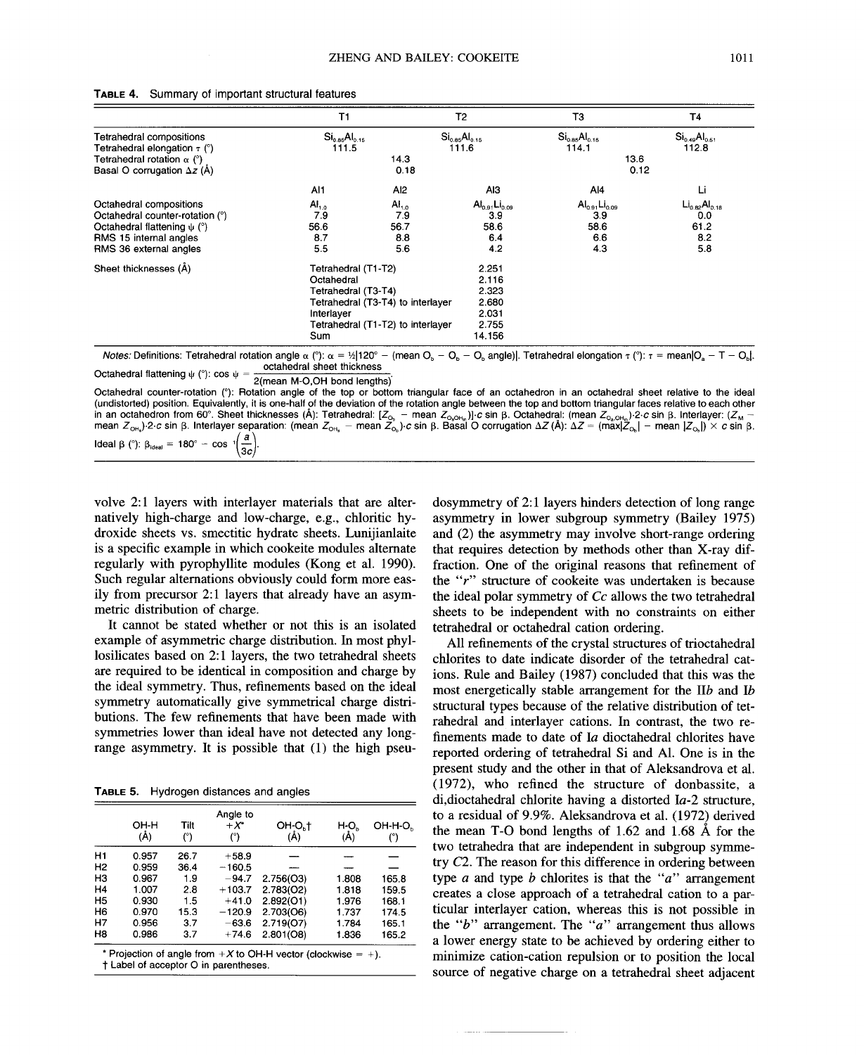**TABLE 4.** Summary of important structural features

| | T1 | | T2 | T3 | | T4 |
|---|---|---|---|---|---|---|
| Tetrahedral compositions | $Si_{0.85}Al_{0.15}$ | | $Si_{0.85}Al_{0.15}$ | $Si_{0.85}Al_{0.15}$ | | $Si_{0.49}Al_{0.51}$ |
| Tetrahedral elongation τ (°) | 111.5 | | 111.6 | 114.1 | | 112.8 |
| Tetrahedral rotation α (°) | | 14.3 | | | 13.6 | |
| Basal O corrugation Δz (Å) | | 0.18 | | | 0.12 | |

| | Al1 | Al2 | Al3 | Al4 | Li |
|---|---|---|---|---|---|
| Octahedral compositions | $Al_{1.0}$ | $Al_{1.0}$ | $Al_{0.91}Li_{0.09}$ | $Al_{0.91}Li_{0.09}$ | $Li_{0.82}Al_{0.18}$ |
| Octahedral counter-rotation (°) | 7.9 | 7.9 | 3.9 | 3.9 | 0.0 |
| Octahedral flattening ψ (°) | 56.6 | 56.7 | 58.6 | 58.6 | 61.2 |
| RMS 15 internal angles | 8.7 | 8.8 | 6.4 | 6.6 | 8.2 |
| RMS 36 external angles | 5.5 | 5.6 | 4.2 | 4.3 | 5.8 |

| Sheet thicknesses (Å) | |
|---|---|
| Tetrahedral (T1-T2) | 2.251 |
| Octahedral | 2.116 |
| Tetrahedral (T3-T4) | 2.323 |
| Tetrahedral (T3-T4) to interlayer | 2.680 |
| Interlayer | 2.031 |
| Tetrahedral (T1-T2) to interlayer | 2.755 |
| Sum | 14.156 |

*Notes:* Definitions: Tetrahedral rotation angle α (°): $\alpha = \frac{1}{2}|120° - (\text{mean } O_b - O_b - O_b \text{ angle})|$. Tetrahedral elongation τ (°): $\tau = \text{mean}|O_a - T - O_b|$. Octahedral flattening ψ (°): $\cos\psi = \frac{\text{octahedral sheet thickness}}{2(\text{mean M-O,OH bond lengths})}$.
Octahedral counter-rotation (°): Rotation angle of the top or bottom triangular face of an octahedron in an octahedral sheet relative to the ideal (undistorted) position. Equivalently, it is one-half of the deviation of the rotation angle between the top and bottom triangular faces relative to each other in an octahedron from 60°. Sheet thicknesses (Å): Tetrahedral: $[Z_{O_b} - \text{mean } Z_{O_a,OH_o}]\cdot c \sin\beta$. Octahedral: $(\text{mean } Z_{O_a,OH_o})\cdot 2\cdot c \sin\beta$. Interlayer: $(Z_M - \text{mean } Z_{OH_s})\cdot 2\cdot c \sin\beta$. Interlayer separation: $(\text{mean } Z_{OH_s} - \text{mean } Z_{O_b})\cdot c \sin\beta$. Basal O corrugation Δz (Å): $\Delta z = (\max|Z_{O_b}| - \text{mean } |Z_{O_b}|) \times c \sin\beta$.
Ideal β (°): $\beta_{ideal} = 180° - \cos^{-1}\left(\frac{a}{3c}\right)$.

volve 2:1 layers with interlayer materials that are alternatively high-charge and low-charge, e.g., chloritic hydroxide sheets vs. smectitic hydrate sheets. Lunijianlaite is a specific example in which cookeite modules alternate regularly with pyrophyllite modules (Kong et al. 1990). Such regular alternations obviously could form more easily from precursor 2:1 layers that already have an asymmetric distribution of charge.

It cannot be stated whether or not this is an isolated example of asymmetric charge distribution. In most phyllosilicates based on 2:1 layers, the two tetrahedral sheets are required to be identical in composition and charge by the ideal symmetry. Thus, refinements based on the ideal symmetry automatically give symmetrical charge distributions. The few refinements that have been made with symmetries lower than ideal have not detected any long-range asymmetry. It is possible that (1) the high pseudosymmetry of 2:1 layers hinders detection of long range asymmetry in lower subgroup symmetry (Bailey 1975) and (2) the asymmetry may involve short-range ordering that requires detection by methods other than X-ray diffraction. One of the original reasons that refinement of the "*r*" structure of cookeite was undertaken is because the ideal polar symmetry of *Cc* allows the two tetrahedral sheets to be independent with no constraints on either tetrahedral or octahedral cation ordering.

**TABLE 5.** Hydrogen distances and angles

| | OH-H (Å) | Tilt (°) | Angle to +X* (°) | OH-O$_b$† (Å) | H-O$_b$ (Å) | OH-H-O$_b$ (°) |
|---|---|---|---|---|---|---|
| H1 | 0.957 | 26.7 | +58.9 | — | — | — |
| H2 | 0.959 | 36.4 | −160.5 | — | — | — |
| H3 | 0.967 | 1.9 | −94.7 | 2.756(O3) | 1.808 | 165.8 |
| H4 | 1.007 | 2.8 | +103.7 | 2.783(O2) | 1.818 | 159.5 |
| H5 | 0.930 | 1.5 | +41.0 | 2.892(O1) | 1.976 | 168.1 |
| H6 | 0.970 | 15.3 | −120.9 | 2.703(O6) | 1.737 | 174.5 |
| H7 | 0.956 | 3.7 | −63.6 | 2.719(O7) | 1.784 | 165.1 |
| H8 | 0.986 | 3.7 | +74.6 | 2.801(O8) | 1.836 | 165.2 |

\* Projection of angle from +X to OH-H vector (clockwise = +).
† Label of acceptor O in parentheses.

All refinements of the crystal structures of trioctahedral chlorites to date indicate disorder of the tetrahedral cations. Rule and Bailey (1987) concluded that this was the most energetically stable arrangement for the II*b* and I*b* structural types because of the relative distribution of tetrahedral and interlayer cations. In contrast, the two refinements made to date of I*a* dioctahedral chlorites have reported ordering of tetrahedral Si and Al. One is in the present study and the other in that of Aleksandrova et al. (1972), who refined the structure of donbassite, a di,dioctahedral chlorite having a distorted I*a*-2 structure, to a residual of 9.9%. Aleksandrova et al. (1972) derived the mean T-O bond lengths of 1.62 and 1.68 Å for the two tetrahedra that are independent in subgroup symmetry *C*2. The reason for this difference in ordering between type *a* and type *b* chlorites is that the "*a*" arrangement creates a close approach of a tetrahedral cation to a particular interlayer cation, whereas this is not possible in the "*b*" arrangement. The "*a*" arrangement thus allows a lower energy state to be achieved by ordering either to minimize cation-cation repulsion or to position the local source of negative charge on a tetrahedral sheet adjacent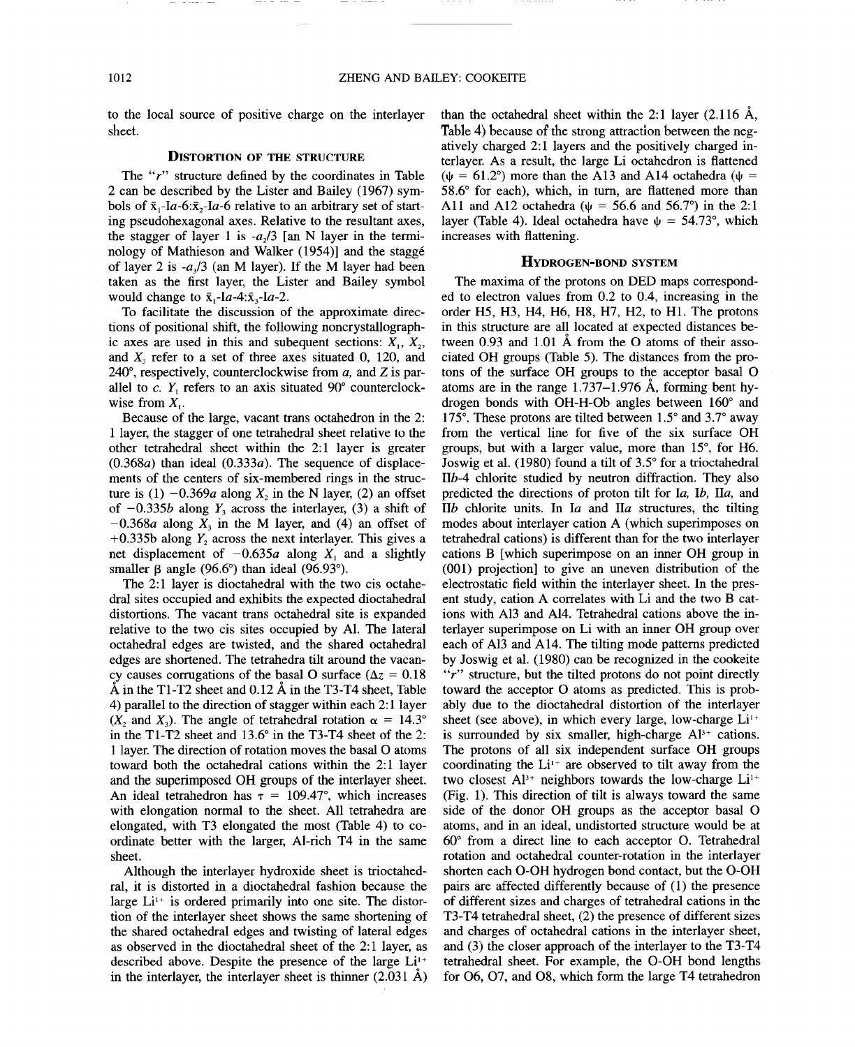to the local source of positive charge on the interlayer sheet.

## DISTORTION OF THE STRUCTURE

The "*r*" structure defined by the coordinates in Table 2 can be described by the Lister and Bailey (1967) symbols of $\bar{x}_1$-*Ia*-6:$\bar{x}_2$-*Ia*-6 relative to an arbitrary set of starting pseudohexagonal axes. Relative to the resultant axes, the stagger of layer 1 is $-a_2/3$ [an N layer in the terminology of Mathieson and Walker (1954)] and the staggé of layer 2 is $-a_3/3$ (an M layer). If the M layer had been taken as the first layer, the Lister and Bailey symbol would change to $\bar{x}_1$-*Ia*-4:$\bar{x}_3$-*Ia*-2.

To facilitate the discussion of the approximate directions of positional shift, the following noncrystallographic axes are used in this and subequent sections: $X_1$, $X_2$, and $X_3$ refer to a set of three axes situated 0, 120, and 240°, respectively, counterclockwise from *a*, and *Z* is parallel to *c*. $Y_1$ refers to an axis situated 90° counterclockwise from $X_1$.

Because of the large, vacant trans octahedron in the 2:1 layer, the stagger of one tetrahedral sheet relative to the other tetrahedral sheet within the 2:1 layer is greater (0.368*a*) than ideal (0.333*a*). The sequence of displacements of the centers of six-membered rings in the structure is (1) $-0.369a$ along $X_2$ in the N layer, (2) an offset of $-0.335b$ along $Y_3$ across the interlayer, (3) a shift of $-0.368a$ along $X_3$ in the M layer, and (4) an offset of $+0.335$b along $Y_2$ across the next interlayer. This gives a net displacement of $-0.635a$ along $X_1$ and a slightly smaller β angle (96.6°) than ideal (96.93°).

The 2:1 layer is dioctahedral with the two cis octahedral sites occupied and exhibits the expected dioctahedral distortions. The vacant trans octahedral site is expanded relative to the two cis sites occupied by Al. The lateral octahedral edges are twisted, and the shared octahedral edges are shortened. The tetrahedra tilt around the vacancy causes corrugations of the basal O surface ($\Delta z$ = 0.18 Å in the T1-T2 sheet and 0.12 Å in the T3-T4 sheet, Table 4) parallel to the direction of stagger within each 2:1 layer ($X_2$ and $X_3$). The angle of tetrahedral rotation $\alpha$ = 14.3° in the T1-T2 sheet and 13.6° in the T3-T4 sheet of the 2:1 layer. The direction of rotation moves the basal O atoms toward both the octahedral cations within the 2:1 layer and the superimposed OH groups of the interlayer sheet. An ideal tetrahedron has $\tau$ = 109.47°, which increases with elongation normal to the sheet. All tetrahedra are elongated, with T3 elongated the most (Table 4) to coordinate better with the larger, Al-rich T4 in the same sheet.

Although the interlayer hydroxide sheet is trioctahedral, it is distorted in a dioctahedral fashion because the large $Li^{1+}$ is ordered primarily into one site. The distortion of the interlayer sheet shows the same shortening of the shared octahedral edges and twisting of lateral edges as observed in the dioctahedral sheet of the 2:1 layer, as described above. Despite the presence of the large $Li^{1+}$ in the interlayer, the interlayer sheet is thinner (2.031 Å) than the octahedral sheet within the 2:1 layer (2.116 Å, Table 4) because of the strong attraction between the negatively charged 2:1 layers and the positively charged interlayer. As a result, the large Li octahedron is flattened ($\psi$ = 61.2°) more than the Al3 and Al4 octahedra ($\psi$ = 58.6° for each), which, in turn, are flattened more than Al1 and Al2 octahedra ($\psi$ = 56.6 and 56.7°) in the 2:1 layer (Table 4). Ideal octahedra have $\psi$ = 54.73°, which increases with flattening.

## HYDROGEN-BOND SYSTEM

The maxima of the protons on DED maps corresponded to electron values from 0.2 to 0.4, increasing in the order H5, H3, H4, H6, H8, H7, H2, to H1. The protons in this structure are all located at expected distances between 0.93 and 1.01 Å from the O atoms of their associated OH groups (Table 5). The distances from the protons of the surface OH groups to the acceptor basal O atoms are in the range 1.737–1.976 Å, forming bent hydrogen bonds with OH-H-Ob angles between 160° and 175°. These protons are tilted between 1.5° and 3.7° away from the vertical line for five of the six surface OH groups, but with a larger value, more than 15°, for H6. Joswig et al. (1980) found a tilt of 3.5° for a trioctahedral II*b*-4 chlorite studied by neutron diffraction. They also predicted the directions of proton tilt for I*a*, I*b*, II*a*, and II*b* chlorite units. In I*a* and II*a* structures, the tilting modes about interlayer cation A (which superimposes on tetrahedral cations) is different than for the two interlayer cations B [which superimpose on an inner OH group in (001) projection] to give an uneven distribution of the electrostatic field within the interlayer sheet. In the present study, cation A correlates with Li and the two B cations with Al3 and Al4. Tetrahedral cations above the interlayer superimpose on Li with an inner OH group over each of Al3 and Al4. The tilting mode patterns predicted by Joswig et al. (1980) can be recognized in the cookeite "*r*" structure, but the tilted protons do not point directly toward the acceptor O atoms as predicted. This is probably due to the dioctahedral distortion of the interlayer sheet (see above), in which every large, low-charge $Li^{1+}$ is surrounded by six smaller, high-charge $Al^{3+}$ cations. The protons of all six independent surface OH groups coordinating the $Li^{1+}$ are observed to tilt away from the two closest $Al^{3+}$ neighbors towards the low-charge $Li^{1+}$ (Fig. 1). This direction of tilt is always toward the same side of the donor OH groups as the acceptor basal O atoms, and in an ideal, undistorted structure would be at 60° from a direct line to each acceptor O. Tetrahedral rotation and octahedral counter-rotation in the interlayer shorten each O-OH hydrogen bond contact, but the O-OH pairs are affected differently because of (1) the presence of different sizes and charges of tetrahedral cations in the T3-T4 tetrahedral sheet, (2) the presence of different sizes and charges of octahedral cations in the interlayer sheet, and (3) the closer approach of the interlayer to the T3-T4 tetrahedral sheet. For example, the O-OH bond lengths for O6, O7, and O8, which form the large T4 tetrahedron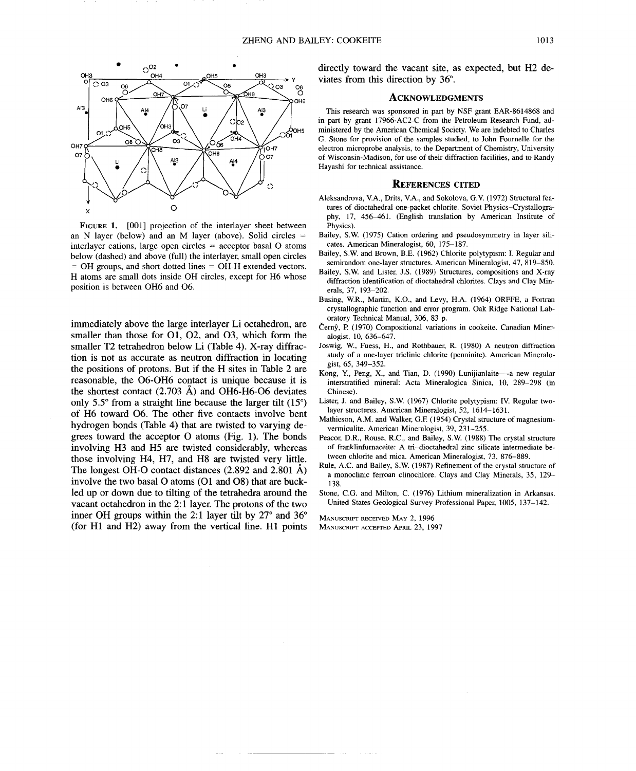OH3 OH4 OH5 OH3
O2
O3 O6 O1 O8 O3 O6
OH7 OH8
OH6 OH6
Al3 Al4 O7 Li Al3
O2
OH5 OH3 OH5
O1 O4 O1
O8 O3 O6
OH7 OH8 OH6 OH7
O7 O7
Li Al3 Al4
X O
Y

**Figure 1.** [001] projection of the interlayer sheet between an N layer (below) and an M layer (above). Solid circles = interlayer cations, large open circles = acceptor basal O atoms below (dashed) and above (full) the interlayer, small open circles = OH groups, and short dotted lines = OH-H extended vectors. H atoms are small dots inside OH circles, except for H6 whose position is between OH6 and O6.

immediately above the large interlayer Li octahedron, are smaller than those for O1, O2, and O3, which form the smaller T2 tetrahedron below Li (Table 4). X-ray diffraction is not as accurate as neutron diffraction in locating the positions of protons. But if the H sites in Table 2 are reasonable, the O6-OH6 contact is unique because it is the shortest contact (2.703 Å) and OH6-H6-O6 deviates only 5.5° from a straight line because the larger tilt (15°) of H6 toward O6. The other five contacts involve bent hydrogen bonds (Table 4) that are twisted to varying degrees toward the acceptor O atoms (Fig. 1). The bonds involving H3 and H5 are twisted considerably, whereas those involving H4, H7, and H8 are twisted very little. The longest OH-O contact distances (2.892 and 2.801 Å) involve the two basal O atoms (O1 and O8) that are buckled up or down due to tilting of the tetrahedra around the vacant octahedron in the 2:1 layer. The protons of the two inner OH groups within the 2:1 layer tilt by 27° and 36° (for H1 and H2) away from the vertical line. H1 points directly toward the vacant site, as expected, but H2 deviates from this direction by 36°.

## Acknowledgments

This research was sponsored in part by NSF grant EAR-8614868 and in part by grant 17966-AC2-C from the Petroleum Research Fund, administered by the American Chemical Society. We are indebted to Charles G. Stone for provision of the samples studied, to John Fournelle for the electron microprobe analysis, to the Department of Chemistry, University of Wisconsin-Madison, for use of their diffraction facilities, and to Randy Hayashi for technical assistance.

## References cited

Aleksandrova, V.A., Drits, V.A., and Sokolova, G.V. (1972) Structural features of dioctahedral one-packet chlorite. Soviet Physics–Crystallography, 17, 456–461. (English translation by American Institute of Physics).

Bailey, S.W. (1975) Cation ordering and pseudosymmetry in layer silicates. American Mineralogist, 60, 175–187.

Bailey, S.W. and Brown, B.E. (1962) Chlorite polytypism: I. Regular and semirandom one-layer structures. American Mineralogist, 47, 819–850.

Bailey, S.W. and Lister, J.S. (1989) Structures, compositions and X-ray diffraction identification of dioctahedral chlorites. Clays and Clay Minerals, 37, 193–202.

Busing, W.R., Martin, K.O., and Levy, H.A. (1964) ORFFE, a Fortran crystallographic function and error program. Oak Ridge National Laboratory Technical Manual, 306, 83 p.

Černý, P. (1970) Compositional variations in cookeite. Canadian Mineralogist, 10, 636–647.

Joswig, W., Fuess, H., and Rothbauer, R. (1980) A neutron diffraction study of a one-layer triclinic chlorite (penninite). American Mineralogist, 65, 349–352.

Kong, Y., Peng, X., and Tian, D. (1990) Lunijianlaite—a new regular interstratified mineral: Acta Mineralogica Sinica, 10, 289–298 (in Chinese).

Lister, J. and Bailey, S.W. (1967) Chlorite polytypism: IV. Regular two-layer structures. American Mineralogist, 52, 1614–1631.

Mathieson, A.M. and Walker, G.F. (1954) Crystal structure of magnesium-vermiculite. American Mineralogist, 39, 231–255.

Peacor, D.R., Rouse, R.C., and Bailey, S.W. (1988) The crystal structure of franklinfurnaceite: A tri-dioctahedral zinc silicate intermediate between chlorite and mica. American Mineralogist, 73, 876–889.

Rule, A.C. and Bailey, S.W. (1987) Refinement of the crystal structure of a monoclinic ferroan clinochlore. Clays and Clay Minerals, 35, 129–138.

Stone, C.G. and Milton, C. (1976) Lithium mineralization in Arkansas. United States Geological Survey Professional Paper, 1005, 137–142.

Manuscript received May 2, 1996
Manuscript accepted April 23, 1997